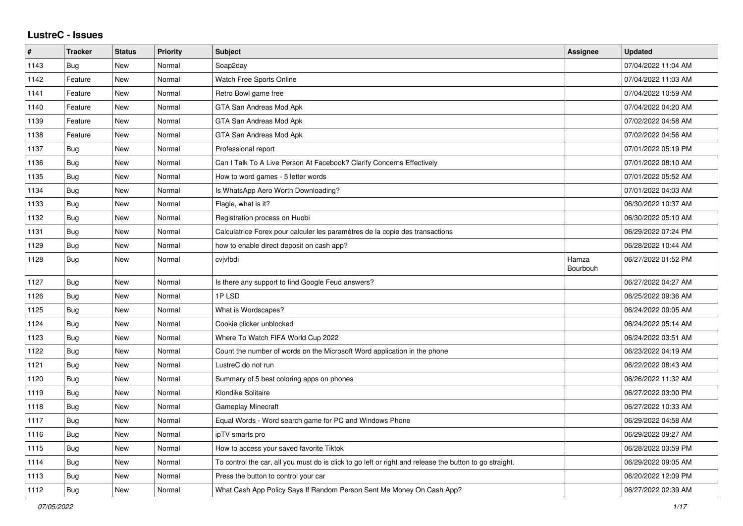# LustreC - Issues

| # | Tracker | Status | Priority | Subject | Assignee | Updated |
|---|---|---|---|---|---|---|
| 1143 | Bug | New | Normal | Soap2day | | 07/04/2022 11:04 AM |
| 1142 | Feature | New | Normal | Watch Free Sports Online | | 07/04/2022 11:03 AM |
| 1141 | Feature | New | Normal | Retro Bowl game free | | 07/04/2022 10:59 AM |
| 1140 | Feature | New | Normal | GTA San Andreas Mod Apk | | 07/04/2022 04:20 AM |
| 1139 | Feature | New | Normal | GTA San Andreas Mod Apk | | 07/02/2022 04:58 AM |
| 1138 | Feature | New | Normal | GTA San Andreas Mod Apk | | 07/02/2022 04:56 AM |
| 1137 | Bug | New | Normal | Professional report | | 07/01/2022 05:19 PM |
| 1136 | Bug | New | Normal | Can I Talk To A Live Person At Facebook? Clarify Concerns Effectively | | 07/01/2022 08:10 AM |
| 1135 | Bug | New | Normal | How to word games - 5 letter words | | 07/01/2022 05:52 AM |
| 1134 | Bug | New | Normal | Is WhatsApp Aero Worth Downloading? | | 07/01/2022 04:03 AM |
| 1133 | Bug | New | Normal | Flagle, what is it? | | 06/30/2022 10:37 AM |
| 1132 | Bug | New | Normal | Registration process on Huobi | | 06/30/2022 05:10 AM |
| 1131 | Bug | New | Normal | Calculatrice Forex pour calculer les paramètres de la copie des transactions | | 06/29/2022 07:24 PM |
| 1129 | Bug | New | Normal | how to enable direct deposit on cash app? | | 06/28/2022 10:44 AM |
| 1128 | Bug | New | Normal | cvjvfbdi | Hamza Bourbouh | 06/27/2022 01:52 PM |
| 1127 | Bug | New | Normal | Is there any support to find Google Feud answers? | | 06/27/2022 04:27 AM |
| 1126 | Bug | New | Normal | 1P LSD | | 06/25/2022 09:36 AM |
| 1125 | Bug | New | Normal | What is Wordscapes? | | 06/24/2022 09:05 AM |
| 1124 | Bug | New | Normal | Cookie clicker unblocked | | 06/24/2022 05:14 AM |
| 1123 | Bug | New | Normal | Where To Watch FIFA World Cup 2022 | | 06/24/2022 03:51 AM |
| 1122 | Bug | New | Normal | Count the number of words on the Microsoft Word application in the phone | | 06/23/2022 04:19 AM |
| 1121 | Bug | New | Normal | LustreC do not run | | 06/22/2022 08:43 AM |
| 1120 | Bug | New | Normal | Summary of 5 best coloring apps on phones | | 06/26/2022 11:32 AM |
| 1119 | Bug | New | Normal | Klondike Solitaire | | 06/27/2022 03:00 PM |
| 1118 | Bug | New | Normal | Gameplay Minecraft | | 06/27/2022 10:33 AM |
| 1117 | Bug | New | Normal | Equal Words - Word search game for PC and Windows Phone | | 06/29/2022 04:58 AM |
| 1116 | Bug | New | Normal | ipTV smarts pro | | 06/29/2022 09:27 AM |
| 1115 | Bug | New | Normal | How to access your saved favorite Tiktok | | 06/28/2022 03:59 PM |
| 1114 | Bug | New | Normal | To control the car, all you must do is click to go left or right and release the button to go straight. | | 06/29/2022 09:05 AM |
| 1113 | Bug | New | Normal | Press the button to control your car | | 06/20/2022 12:09 PM |
| 1112 | Bug | New | Normal | What Cash App Policy Says If Random Person Sent Me Money On Cash App? | | 06/27/2022 02:39 AM |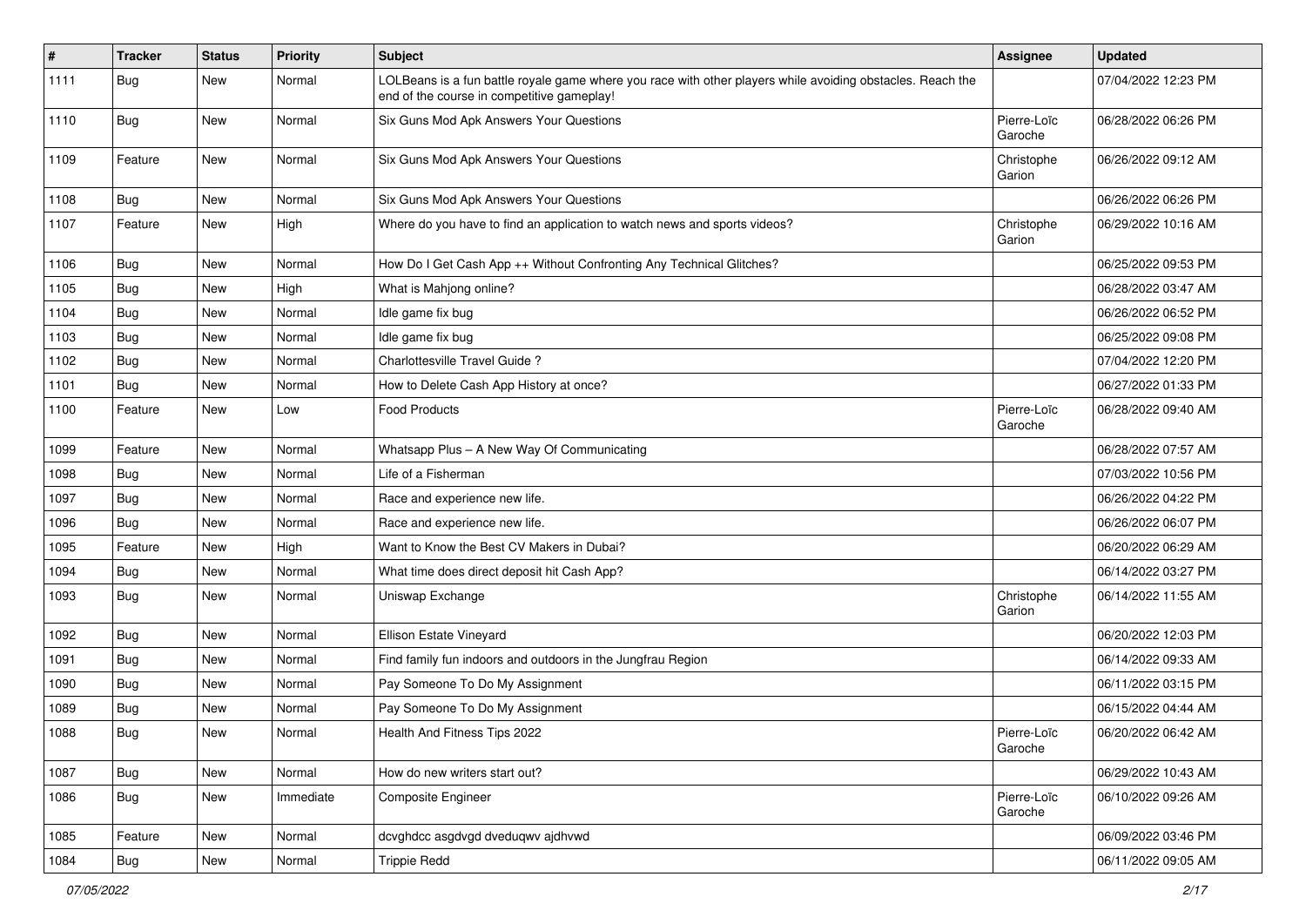| # | Tracker | Status | Priority | Subject | Assignee | Updated |
|---|---|---|---|---|---|---|
| 1111 | Bug | New | Normal | LOLBeans is a fun battle royale game where you race with other players while avoiding obstacles. Reach the end of the course in competitive gameplay! | | 07/04/2022 12:23 PM |
| 1110 | Bug | New | Normal | Six Guns Mod Apk Answers Your Questions | Pierre-Loïc Garoche | 06/28/2022 06:26 PM |
| 1109 | Feature | New | Normal | Six Guns Mod Apk Answers Your Questions | Christophe Garion | 06/26/2022 09:12 AM |
| 1108 | Bug | New | Normal | Six Guns Mod Apk Answers Your Questions | | 06/26/2022 06:26 PM |
| 1107 | Feature | New | High | Where do you have to find an application to watch news and sports videos? | Christophe Garion | 06/29/2022 10:16 AM |
| 1106 | Bug | New | Normal | How Do I Get Cash App ++ Without Confronting Any Technical Glitches? | | 06/25/2022 09:53 PM |
| 1105 | Bug | New | High | What is Mahjong online? | | 06/28/2022 03:47 AM |
| 1104 | Bug | New | Normal | Idle game fix bug | | 06/26/2022 06:52 PM |
| 1103 | Bug | New | Normal | Idle game fix bug | | 06/25/2022 09:08 PM |
| 1102 | Bug | New | Normal | Charlottesville Travel Guide ? | | 07/04/2022 12:20 PM |
| 1101 | Bug | New | Normal | How to Delete Cash App History at once? | | 06/27/2022 01:33 PM |
| 1100 | Feature | New | Low | Food Products | Pierre-Loïc Garoche | 06/28/2022 09:40 AM |
| 1099 | Feature | New | Normal | Whatsapp Plus – A New Way Of Communicating | | 06/28/2022 07:57 AM |
| 1098 | Bug | New | Normal | Life of a Fisherman | | 07/03/2022 10:56 PM |
| 1097 | Bug | New | Normal | Race and experience new life. | | 06/26/2022 04:22 PM |
| 1096 | Bug | New | Normal | Race and experience new life. | | 06/26/2022 06:07 PM |
| 1095 | Feature | New | High | Want to Know the Best CV Makers in Dubai? | | 06/20/2022 06:29 AM |
| 1094 | Bug | New | Normal | What time does direct deposit hit Cash App? | | 06/14/2022 03:27 PM |
| 1093 | Bug | New | Normal | Uniswap Exchange | Christophe Garion | 06/14/2022 11:55 AM |
| 1092 | Bug | New | Normal | Ellison Estate Vineyard | | 06/20/2022 12:03 PM |
| 1091 | Bug | New | Normal | Find family fun indoors and outdoors in the Jungfrau Region | | 06/14/2022 09:33 AM |
| 1090 | Bug | New | Normal | Pay Someone To Do My Assignment | | 06/11/2022 03:15 PM |
| 1089 | Bug | New | Normal | Pay Someone To Do My Assignment | | 06/15/2022 04:44 AM |
| 1088 | Bug | New | Normal | Health And Fitness Tips 2022 | Pierre-Loïc Garoche | 06/20/2022 06:42 AM |
| 1087 | Bug | New | Normal | How do new writers start out? | | 06/29/2022 10:43 AM |
| 1086 | Bug | New | Immediate | Composite Engineer | Pierre-Loïc Garoche | 06/10/2022 09:26 AM |
| 1085 | Feature | New | Normal | dcvghdcc asgdvgd dveduqwv ajdhvwd | | 06/09/2022 03:46 PM |
| 1084 | Bug | New | Normal | Trippie Redd | | 06/11/2022 09:05 AM |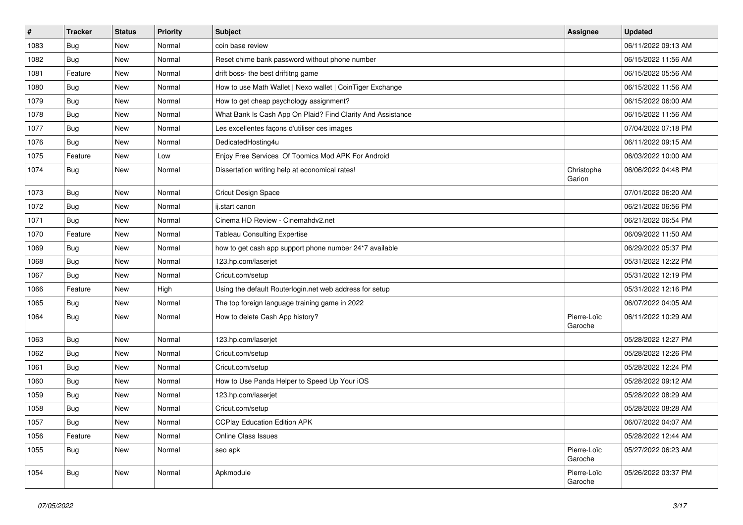| # | Tracker | Status | Priority | Subject | Assignee | Updated |
| --- | --- | --- | --- | --- | --- | --- |
| 1083 | Bug | New | Normal | coin base review | | 06/11/2022 09:13 AM |
| 1082 | Bug | New | Normal | Reset chime bank password without phone number | | 06/15/2022 11:56 AM |
| 1081 | Feature | New | Normal | drift boss- the best driftitng game | | 06/15/2022 05:56 AM |
| 1080 | Bug | New | Normal | How to use Math Wallet \| Nexo wallet \| CoinTiger Exchange | | 06/15/2022 11:56 AM |
| 1079 | Bug | New | Normal | How to get cheap psychology assignment? | | 06/15/2022 06:00 AM |
| 1078 | Bug | New | Normal | What Bank Is Cash App On Plaid? Find Clarity And Assistance | | 06/15/2022 11:56 AM |
| 1077 | Bug | New | Normal | Les excellentes façons d'utiliser ces images | | 07/04/2022 07:18 PM |
| 1076 | Bug | New | Normal | DedicatedHosting4u | | 06/11/2022 09:15 AM |
| 1075 | Feature | New | Low | Enjoy Free Services Of Toomics Mod APK For Android | | 06/03/2022 10:00 AM |
| 1074 | Bug | New | Normal | Dissertation writing help at economical rates! | Christophe Garion | 06/06/2022 04:48 PM |
| 1073 | Bug | New | Normal | Cricut Design Space | | 07/01/2022 06:20 AM |
| 1072 | Bug | New | Normal | ij.start canon | | 06/21/2022 06:56 PM |
| 1071 | Bug | New | Normal | Cinema HD Review - Cinemahdv2.net | | 06/21/2022 06:54 PM |
| 1070 | Feature | New | Normal | Tableau Consulting Expertise | | 06/09/2022 11:50 AM |
| 1069 | Bug | New | Normal | how to get cash app support phone number 24*7 available | | 06/29/2022 05:37 PM |
| 1068 | Bug | New | Normal | 123.hp.com/laserjet | | 05/31/2022 12:22 PM |
| 1067 | Bug | New | Normal | Cricut.com/setup | | 05/31/2022 12:19 PM |
| 1066 | Feature | New | High | Using the default Routerlogin.net web address for setup | | 05/31/2022 12:16 PM |
| 1065 | Bug | New | Normal | The top foreign language training game in 2022 | | 06/07/2022 04:05 AM |
| 1064 | Bug | New | Normal | How to delete Cash App history? | Pierre-Loïc Garoche | 06/11/2022 10:29 AM |
| 1063 | Bug | New | Normal | 123.hp.com/laserjet | | 05/28/2022 12:27 PM |
| 1062 | Bug | New | Normal | Cricut.com/setup | | 05/28/2022 12:26 PM |
| 1061 | Bug | New | Normal | Cricut.com/setup | | 05/28/2022 12:24 PM |
| 1060 | Bug | New | Normal | How to Use Panda Helper to Speed Up Your iOS | | 05/28/2022 09:12 AM |
| 1059 | Bug | New | Normal | 123.hp.com/laserjet | | 05/28/2022 08:29 AM |
| 1058 | Bug | New | Normal | Cricut.com/setup | | 05/28/2022 08:28 AM |
| 1057 | Bug | New | Normal | CCPlay Education Edition APK | | 06/07/2022 04:07 AM |
| 1056 | Feature | New | Normal | Online Class Issues | | 05/28/2022 12:44 AM |
| 1055 | Bug | New | Normal | seo apk | Pierre-Loïc Garoche | 05/27/2022 06:23 AM |
| 1054 | Bug | New | Normal | Apkmodule | Pierre-Loïc Garoche | 05/26/2022 03:37 PM |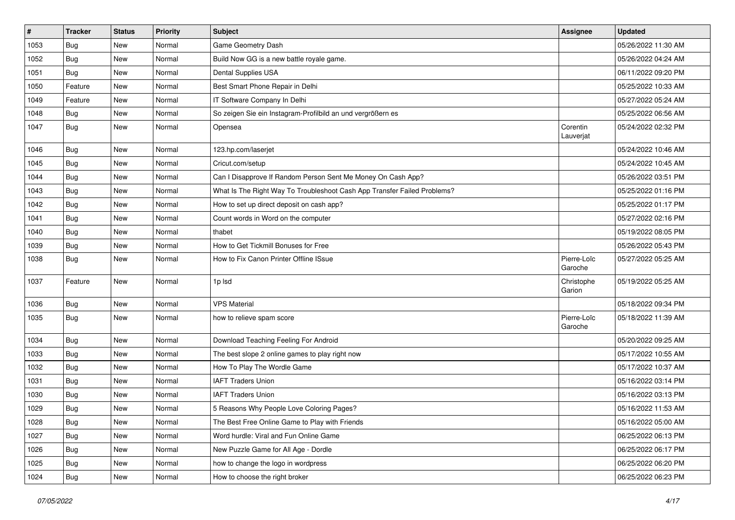| # | Tracker | Status | Priority | Subject | Assignee | Updated |
|---|---|---|---|---|---|---|
| 1053 | Bug | New | Normal | Game Geometry Dash | | 05/26/2022 11:30 AM |
| 1052 | Bug | New | Normal | Build Now GG is a new battle royale game. | | 05/26/2022 04:24 AM |
| 1051 | Bug | New | Normal | Dental Supplies USA | | 06/11/2022 09:20 PM |
| 1050 | Feature | New | Normal | Best Smart Phone Repair in Delhi | | 05/25/2022 10:33 AM |
| 1049 | Feature | New | Normal | IT Software Company In Delhi | | 05/27/2022 05:24 AM |
| 1048 | Bug | New | Normal | So zeigen Sie ein Instagram-Profilbild an und vergrößern es | | 05/25/2022 06:56 AM |
| 1047 | Bug | New | Normal | Opensea | Corentin Lauverjat | 05/24/2022 02:32 PM |
| 1046 | Bug | New | Normal | 123.hp.com/laserjet | | 05/24/2022 10:46 AM |
| 1045 | Bug | New | Normal | Cricut.com/setup | | 05/24/2022 10:45 AM |
| 1044 | Bug | New | Normal | Can I Disapprove If Random Person Sent Me Money On Cash App? | | 05/26/2022 03:51 PM |
| 1043 | Bug | New | Normal | What Is The Right Way To Troubleshoot Cash App Transfer Failed Problems? | | 05/25/2022 01:16 PM |
| 1042 | Bug | New | Normal | How to set up direct deposit on cash app? | | 05/25/2022 01:17 PM |
| 1041 | Bug | New | Normal | Count words in Word on the computer | | 05/27/2022 02:16 PM |
| 1040 | Bug | New | Normal | thabet | | 05/19/2022 08:05 PM |
| 1039 | Bug | New | Normal | How to Get Tickmill Bonuses for Free | | 05/26/2022 05:43 PM |
| 1038 | Bug | New | Normal | How to Fix Canon Printer Offline ISsue | Pierre-Loïc Garoche | 05/27/2022 05:25 AM |
| 1037 | Feature | New | Normal | 1p lsd | Christophe Garion | 05/19/2022 05:25 AM |
| 1036 | Bug | New | Normal | VPS Material | | 05/18/2022 09:34 PM |
| 1035 | Bug | New | Normal | how to relieve spam score | Pierre-Loïc Garoche | 05/18/2022 11:39 AM |
| 1034 | Bug | New | Normal | Download Teaching Feeling For Android | | 05/20/2022 09:25 AM |
| 1033 | Bug | New | Normal | The best slope 2 online games to play right now | | 05/17/2022 10:55 AM |
| 1032 | Bug | New | Normal | How To Play The Wordle Game | | 05/17/2022 10:37 AM |
| 1031 | Bug | New | Normal | IAFT Traders Union | | 05/16/2022 03:14 PM |
| 1030 | Bug | New | Normal | IAFT Traders Union | | 05/16/2022 03:13 PM |
| 1029 | Bug | New | Normal | 5 Reasons Why People Love Coloring Pages? | | 05/16/2022 11:53 AM |
| 1028 | Bug | New | Normal | The Best Free Online Game to Play with Friends | | 05/16/2022 05:00 AM |
| 1027 | Bug | New | Normal | Word hurdle: Viral and Fun Online Game | | 06/25/2022 06:13 PM |
| 1026 | Bug | New | Normal | New Puzzle Game for All Age - Dordle | | 06/25/2022 06:17 PM |
| 1025 | Bug | New | Normal | how to change the logo in wordpress | | 06/25/2022 06:20 PM |
| 1024 | Bug | New | Normal | How to choose the right broker | | 06/25/2022 06:23 PM |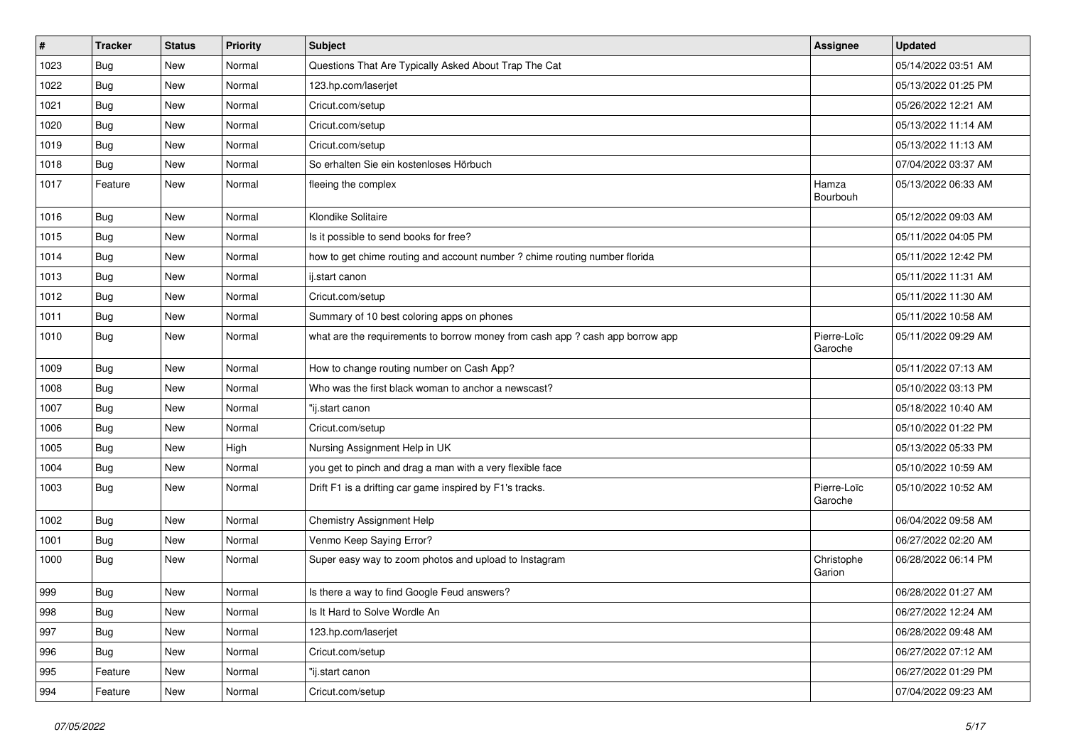| # | Tracker | Status | Priority | Subject | Assignee | Updated |
|---|---|---|---|---|---|---|
| 1023 | Bug | New | Normal | Questions That Are Typically Asked About Trap The Cat | | 05/14/2022 03:51 AM |
| 1022 | Bug | New | Normal | 123.hp.com/laserjet | | 05/13/2022 01:25 PM |
| 1021 | Bug | New | Normal | Cricut.com/setup | | 05/26/2022 12:21 AM |
| 1020 | Bug | New | Normal | Cricut.com/setup | | 05/13/2022 11:14 AM |
| 1019 | Bug | New | Normal | Cricut.com/setup | | 05/13/2022 11:13 AM |
| 1018 | Bug | New | Normal | So erhalten Sie ein kostenloses Hörbuch | | 07/04/2022 03:37 AM |
| 1017 | Feature | New | Normal | fleeing the complex | Hamza Bourbouh | 05/13/2022 06:33 AM |
| 1016 | Bug | New | Normal | Klondike Solitaire | | 05/12/2022 09:03 AM |
| 1015 | Bug | New | Normal | Is it possible to send books for free? | | 05/11/2022 04:05 PM |
| 1014 | Bug | New | Normal | how to get chime routing and account number ? chime routing number florida | | 05/11/2022 12:42 PM |
| 1013 | Bug | New | Normal | ij.start canon | | 05/11/2022 11:31 AM |
| 1012 | Bug | New | Normal | Cricut.com/setup | | 05/11/2022 11:30 AM |
| 1011 | Bug | New | Normal | Summary of 10 best coloring apps on phones | | 05/11/2022 10:58 AM |
| 1010 | Bug | New | Normal | what are the requirements to borrow money from cash app ? cash app borrow app | Pierre-Loïc Garoche | 05/11/2022 09:29 AM |
| 1009 | Bug | New | Normal | How to change routing number on Cash App? | | 05/11/2022 07:13 AM |
| 1008 | Bug | New | Normal | Who was the first black woman to anchor a newscast? | | 05/10/2022 03:13 PM |
| 1007 | Bug | New | Normal | "ij.start canon | | 05/18/2022 10:40 AM |
| 1006 | Bug | New | Normal | Cricut.com/setup | | 05/10/2022 01:22 PM |
| 1005 | Bug | New | High | Nursing Assignment Help in UK | | 05/13/2022 05:33 PM |
| 1004 | Bug | New | Normal | you get to pinch and drag a man with a very flexible face | | 05/10/2022 10:59 AM |
| 1003 | Bug | New | Normal | Drift F1 is a drifting car game inspired by F1's tracks. | Pierre-Loïc Garoche | 05/10/2022 10:52 AM |
| 1002 | Bug | New | Normal | Chemistry Assignment Help | | 06/04/2022 09:58 AM |
| 1001 | Bug | New | Normal | Venmo Keep Saying Error? | | 06/27/2022 02:20 AM |
| 1000 | Bug | New | Normal | Super easy way to zoom photos and upload to Instagram | Christophe Garion | 06/28/2022 06:14 PM |
| 999 | Bug | New | Normal | Is there a way to find Google Feud answers? | | 06/28/2022 01:27 AM |
| 998 | Bug | New | Normal | Is It Hard to Solve Wordle An | | 06/27/2022 12:24 AM |
| 997 | Bug | New | Normal | 123.hp.com/laserjet | | 06/28/2022 09:48 AM |
| 996 | Bug | New | Normal | Cricut.com/setup | | 06/27/2022 07:12 AM |
| 995 | Feature | New | Normal | "ij.start canon | | 06/27/2022 01:29 PM |
| 994 | Feature | New | Normal | Cricut.com/setup | | 07/04/2022 09:23 AM |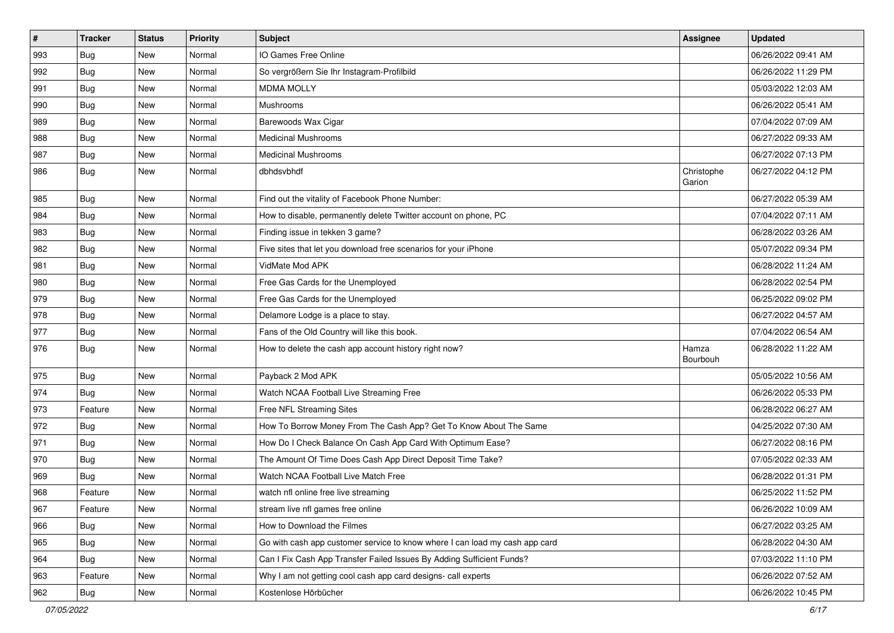| # | Tracker | Status | Priority | Subject | Assignee | Updated |
|---|---|---|---|---|---|---|
| 993 | Bug | New | Normal | IO Games Free Online | | 06/26/2022 09:41 AM |
| 992 | Bug | New | Normal | So vergrößern Sie Ihr Instagram-Profilbild | | 06/26/2022 11:29 PM |
| 991 | Bug | New | Normal | MDMA MOLLY | | 05/03/2022 12:03 AM |
| 990 | Bug | New | Normal | Mushrooms | | 06/26/2022 05:41 AM |
| 989 | Bug | New | Normal | Barewoods Wax Cigar | | 07/04/2022 07:09 AM |
| 988 | Bug | New | Normal | Medicinal Mushrooms | | 06/27/2022 09:33 AM |
| 987 | Bug | New | Normal | Medicinal Mushrooms | | 06/27/2022 07:13 PM |
| 986 | Bug | New | Normal | dbhdsvbhdf | Christophe Garion | 06/27/2022 04:12 PM |
| 985 | Bug | New | Normal | Find out the vitality of Facebook Phone Number: | | 06/27/2022 05:39 AM |
| 984 | Bug | New | Normal | How to disable, permanently delete Twitter account on phone, PC | | 07/04/2022 07:11 AM |
| 983 | Bug | New | Normal | Finding issue in tekken 3 game? | | 06/28/2022 03:26 AM |
| 982 | Bug | New | Normal | Five sites that let you download free scenarios for your iPhone | | 05/07/2022 09:34 PM |
| 981 | Bug | New | Normal | VidMate Mod APK | | 06/28/2022 11:24 AM |
| 980 | Bug | New | Normal | Free Gas Cards for the Unemployed | | 06/28/2022 02:54 PM |
| 979 | Bug | New | Normal | Free Gas Cards for the Unemployed | | 06/25/2022 09:02 PM |
| 978 | Bug | New | Normal | Delamore Lodge is a place to stay. | | 06/27/2022 04:57 AM |
| 977 | Bug | New | Normal | Fans of the Old Country will like this book. | | 07/04/2022 06:54 AM |
| 976 | Bug | New | Normal | How to delete the cash app account history right now? | Hamza Bourbouh | 06/28/2022 11:22 AM |
| 975 | Bug | New | Normal | Payback 2 Mod APK | | 05/05/2022 10:56 AM |
| 974 | Bug | New | Normal | Watch NCAA Football Live Streaming Free | | 06/26/2022 05:33 PM |
| 973 | Feature | New | Normal | Free NFL Streaming Sites | | 06/28/2022 06:27 AM |
| 972 | Bug | New | Normal | How To Borrow Money From The Cash App? Get To Know About The Same | | 04/25/2022 07:30 AM |
| 971 | Bug | New | Normal | How Do I Check Balance On Cash App Card With Optimum Ease? | | 06/27/2022 08:16 PM |
| 970 | Bug | New | Normal | The Amount Of Time Does Cash App Direct Deposit Time Take? | | 07/05/2022 02:33 AM |
| 969 | Bug | New | Normal | Watch NCAA Football Live Match Free | | 06/28/2022 01:31 PM |
| 968 | Feature | New | Normal | watch nfl online free live streaming | | 06/25/2022 11:52 PM |
| 967 | Feature | New | Normal | stream live nfl games free online | | 06/26/2022 10:09 AM |
| 966 | Bug | New | Normal | How to Download the Filmes | | 06/27/2022 03:25 AM |
| 965 | Bug | New | Normal | Go with cash app customer service to know where I can load my cash app card | | 06/28/2022 04:30 AM |
| 964 | Bug | New | Normal | Can I Fix Cash App Transfer Failed Issues By Adding Sufficient Funds? | | 07/03/2022 11:10 PM |
| 963 | Feature | New | Normal | Why I am not getting cool cash app card designs- call experts | | 06/26/2022 07:52 AM |
| 962 | Bug | New | Normal | Kostenlose Hörbücher | | 06/26/2022 10:45 PM |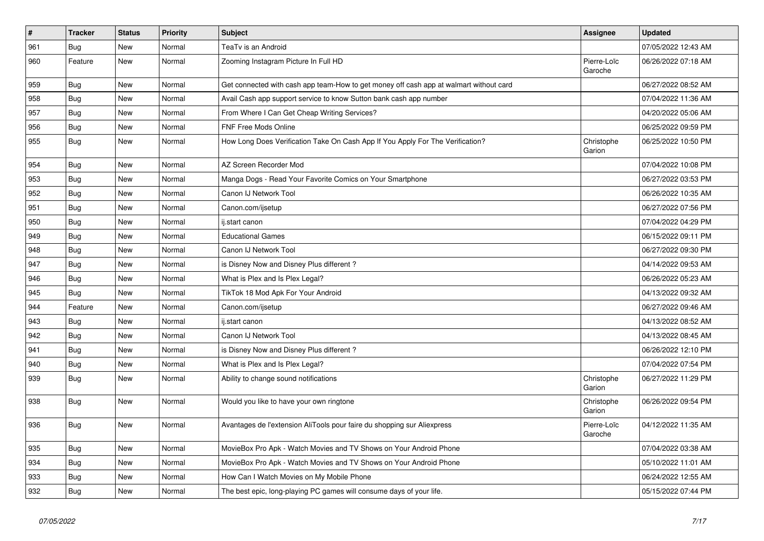| # | Tracker | Status | Priority | Subject | Assignee | Updated |
| --- | --- | --- | --- | --- | --- | --- |
| 961 | Bug | New | Normal | TeaTv is an Android | | 07/05/2022 12:43 AM |
| 960 | Feature | New | Normal | Zooming Instagram Picture In Full HD | Pierre-Loïc Garoche | 06/26/2022 07:18 AM |
| 959 | Bug | New | Normal | Get connected with cash app team-How to get money off cash app at walmart without card | | 06/27/2022 08:52 AM |
| 958 | Bug | New | Normal | Avail Cash app support service to know Sutton bank cash app number | | 07/04/2022 11:36 AM |
| 957 | Bug | New | Normal | From Where I Can Get Cheap Writing Services? | | 04/20/2022 05:06 AM |
| 956 | Bug | New | Normal | FNF Free Mods Online | | 06/25/2022 09:59 PM |
| 955 | Bug | New | Normal | How Long Does Verification Take On Cash App If You Apply For The Verification? | Christophe Garion | 06/25/2022 10:50 PM |
| 954 | Bug | New | Normal | AZ Screen Recorder Mod | | 07/04/2022 10:08 PM |
| 953 | Bug | New | Normal | Manga Dogs - Read Your Favorite Comics on Your Smartphone | | 06/27/2022 03:53 PM |
| 952 | Bug | New | Normal | Canon IJ Network Tool | | 06/26/2022 10:35 AM |
| 951 | Bug | New | Normal | Canon.com/ijsetup | | 06/27/2022 07:56 PM |
| 950 | Bug | New | Normal | ij.start canon | | 07/04/2022 04:29 PM |
| 949 | Bug | New | Normal | Educational Games | | 06/15/2022 09:11 PM |
| 948 | Bug | New | Normal | Canon IJ Network Tool | | 06/27/2022 09:30 PM |
| 947 | Bug | New | Normal | is Disney Now and Disney Plus different ? | | 04/14/2022 09:53 AM |
| 946 | Bug | New | Normal | What is Plex and Is Plex Legal? | | 06/26/2022 05:23 AM |
| 945 | Bug | New | Normal | TikTok 18 Mod Apk For Your Android | | 04/13/2022 09:32 AM |
| 944 | Feature | New | Normal | Canon.com/ijsetup | | 06/27/2022 09:46 AM |
| 943 | Bug | New | Normal | ij.start canon | | 04/13/2022 08:52 AM |
| 942 | Bug | New | Normal | Canon IJ Network Tool | | 04/13/2022 08:45 AM |
| 941 | Bug | New | Normal | is Disney Now and Disney Plus different ? | | 06/26/2022 12:10 PM |
| 940 | Bug | New | Normal | What is Plex and Is Plex Legal? | | 07/04/2022 07:54 PM |
| 939 | Bug | New | Normal | Ability to change sound notifications | Christophe Garion | 06/27/2022 11:29 PM |
| 938 | Bug | New | Normal | Would you like to have your own ringtone | Christophe Garion | 06/26/2022 09:54 PM |
| 936 | Bug | New | Normal | Avantages de l'extension AliTools pour faire du shopping sur Aliexpress | Pierre-Loïc Garoche | 04/12/2022 11:35 AM |
| 935 | Bug | New | Normal | MovieBox Pro Apk - Watch Movies and TV Shows on Your Android Phone | | 07/04/2022 03:38 AM |
| 934 | Bug | New | Normal | MovieBox Pro Apk - Watch Movies and TV Shows on Your Android Phone | | 05/10/2022 11:01 AM |
| 933 | Bug | New | Normal | How Can I Watch Movies on My Mobile Phone | | 06/24/2022 12:55 AM |
| 932 | Bug | New | Normal | The best epic, long-playing PC games will consume days of your life. | | 05/15/2022 07:44 PM |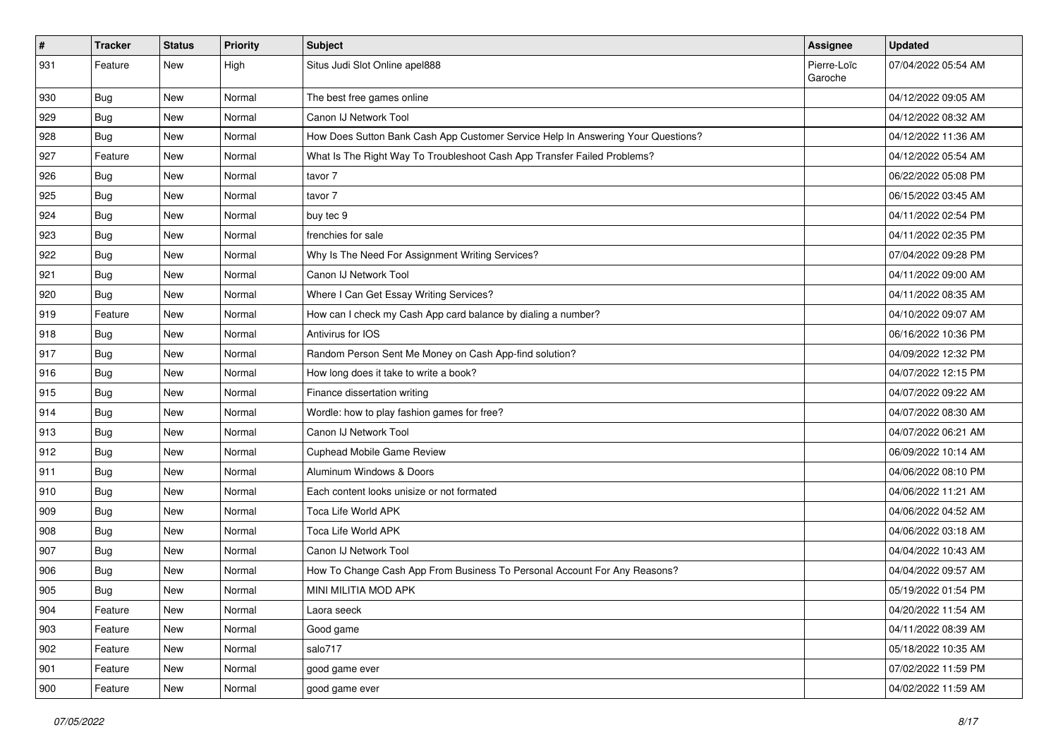| # | Tracker | Status | Priority | Subject | Assignee | Updated |
|---|---|---|---|---|---|---|
| 931 | Feature | New | High | Situs Judi Slot Online apel888 | Pierre-Loïc Garoche | 07/04/2022 05:54 AM |
| 930 | Bug | New | Normal | The best free games online | | 04/12/2022 09:05 AM |
| 929 | Bug | New | Normal | Canon IJ Network Tool | | 04/12/2022 08:32 AM |
| 928 | Bug | New | Normal | How Does Sutton Bank Cash App Customer Service Help In Answering Your Questions? | | 04/12/2022 11:36 AM |
| 927 | Feature | New | Normal | What Is The Right Way To Troubleshoot Cash App Transfer Failed Problems? | | 04/12/2022 05:54 AM |
| 926 | Bug | New | Normal | tavor 7 | | 06/22/2022 05:08 PM |
| 925 | Bug | New | Normal | tavor 7 | | 06/15/2022 03:45 AM |
| 924 | Bug | New | Normal | buy tec 9 | | 04/11/2022 02:54 PM |
| 923 | Bug | New | Normal | frenchies for sale | | 04/11/2022 02:35 PM |
| 922 | Bug | New | Normal | Why Is The Need For Assignment Writing Services? | | 07/04/2022 09:28 PM |
| 921 | Bug | New | Normal | Canon IJ Network Tool | | 04/11/2022 09:00 AM |
| 920 | Bug | New | Normal | Where I Can Get Essay Writing Services? | | 04/11/2022 08:35 AM |
| 919 | Feature | New | Normal | How can I check my Cash App card balance by dialing a number? | | 04/10/2022 09:07 AM |
| 918 | Bug | New | Normal | Antivirus for IOS | | 06/16/2022 10:36 PM |
| 917 | Bug | New | Normal | Random Person Sent Me Money on Cash App-find solution? | | 04/09/2022 12:32 PM |
| 916 | Bug | New | Normal | How long does it take to write a book? | | 04/07/2022 12:15 PM |
| 915 | Bug | New | Normal | Finance dissertation writing | | 04/07/2022 09:22 AM |
| 914 | Bug | New | Normal | Wordle: how to play fashion games for free? | | 04/07/2022 08:30 AM |
| 913 | Bug | New | Normal | Canon IJ Network Tool | | 04/07/2022 06:21 AM |
| 912 | Bug | New | Normal | Cuphead Mobile Game Review | | 06/09/2022 10:14 AM |
| 911 | Bug | New | Normal | Aluminum Windows & Doors | | 04/06/2022 08:10 PM |
| 910 | Bug | New | Normal | Each content looks unisize or not formated | | 04/06/2022 11:21 AM |
| 909 | Bug | New | Normal | Toca Life World APK | | 04/06/2022 04:52 AM |
| 908 | Bug | New | Normal | Toca Life World APK | | 04/06/2022 03:18 AM |
| 907 | Bug | New | Normal | Canon IJ Network Tool | | 04/04/2022 10:43 AM |
| 906 | Bug | New | Normal | How To Change Cash App From Business To Personal Account For Any Reasons? | | 04/04/2022 09:57 AM |
| 905 | Bug | New | Normal | MINI MILITIA MOD APK | | 05/19/2022 01:54 PM |
| 904 | Feature | New | Normal | Laora seeck | | 04/20/2022 11:54 AM |
| 903 | Feature | New | Normal | Good game | | 04/11/2022 08:39 AM |
| 902 | Feature | New | Normal | salo717 | | 05/18/2022 10:35 AM |
| 901 | Feature | New | Normal | good game ever | | 07/02/2022 11:59 PM |
| 900 | Feature | New | Normal | good game ever | | 04/02/2022 11:59 AM |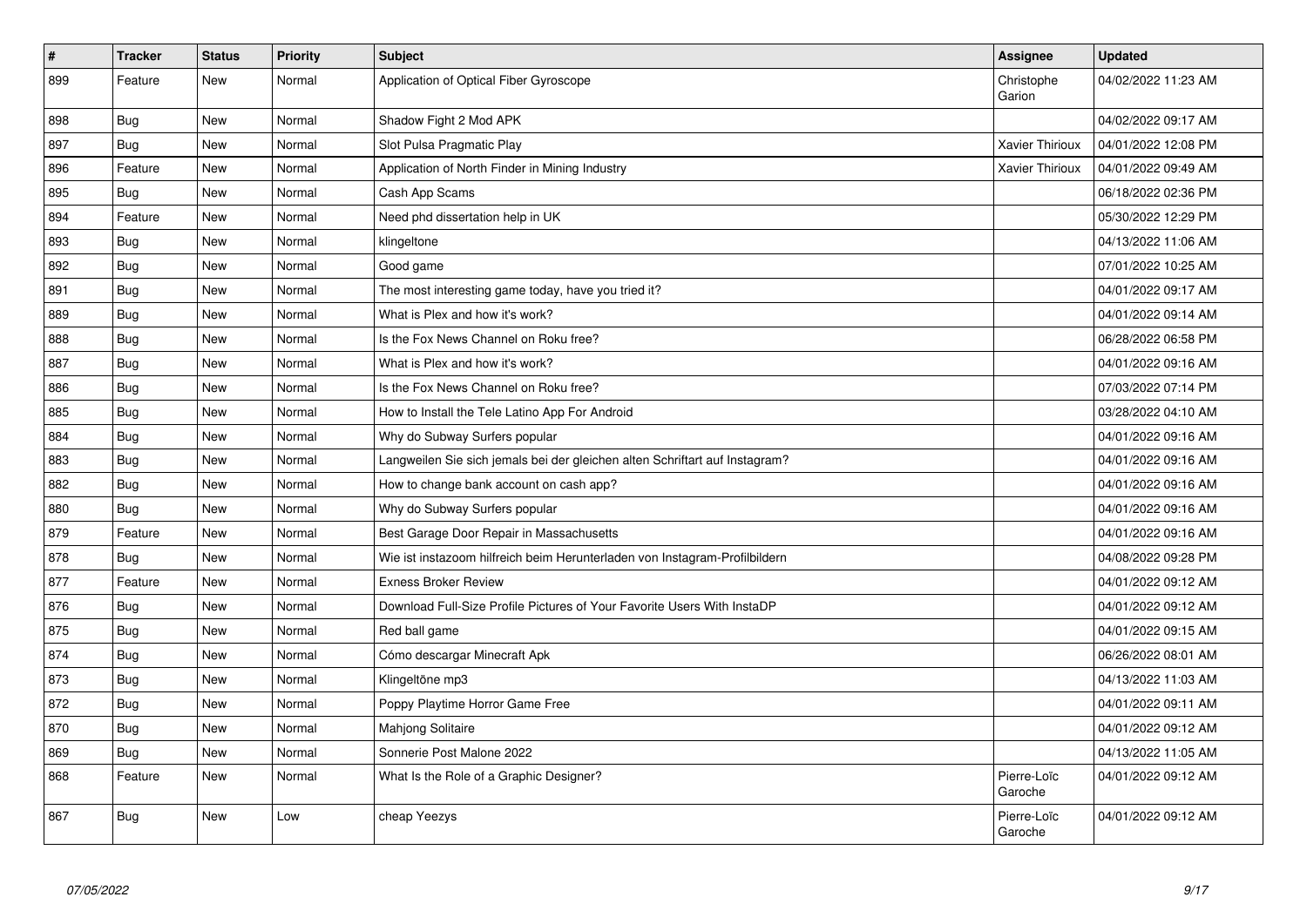| # | Tracker | Status | Priority | Subject | Assignee | Updated |
|---|---|---|---|---|---|---|
| 899 | Feature | New | Normal | Application of Optical Fiber Gyroscope | Christophe Garion | 04/02/2022 11:23 AM |
| 898 | Bug | New | Normal | Shadow Fight 2 Mod APK | | 04/02/2022 09:17 AM |
| 897 | Bug | New | Normal | Slot Pulsa Pragmatic Play | Xavier Thirioux | 04/01/2022 12:08 PM |
| 896 | Feature | New | Normal | Application of North Finder in Mining Industry | Xavier Thirioux | 04/01/2022 09:49 AM |
| 895 | Bug | New | Normal | Cash App Scams | | 06/18/2022 02:36 PM |
| 894 | Feature | New | Normal | Need phd dissertation help in UK | | 05/30/2022 12:29 PM |
| 893 | Bug | New | Normal | klingeltone | | 04/13/2022 11:06 AM |
| 892 | Bug | New | Normal | Good game | | 07/01/2022 10:25 AM |
| 891 | Bug | New | Normal | The most interesting game today, have you tried it? | | 04/01/2022 09:17 AM |
| 889 | Bug | New | Normal | What is Plex and how it's work? | | 04/01/2022 09:14 AM |
| 888 | Bug | New | Normal | Is the Fox News Channel on Roku free? | | 06/28/2022 06:58 PM |
| 887 | Bug | New | Normal | What is Plex and how it's work? | | 04/01/2022 09:16 AM |
| 886 | Bug | New | Normal | Is the Fox News Channel on Roku free? | | 07/03/2022 07:14 PM |
| 885 | Bug | New | Normal | How to Install the Tele Latino App For Android | | 03/28/2022 04:10 AM |
| 884 | Bug | New | Normal | Why do Subway Surfers popular | | 04/01/2022 09:16 AM |
| 883 | Bug | New | Normal | Langweilen Sie sich jemals bei der gleichen alten Schriftart auf Instagram? | | 04/01/2022 09:16 AM |
| 882 | Bug | New | Normal | How to change bank account on cash app? | | 04/01/2022 09:16 AM |
| 880 | Bug | New | Normal | Why do Subway Surfers popular | | 04/01/2022 09:16 AM |
| 879 | Feature | New | Normal | Best Garage Door Repair in Massachusetts | | 04/01/2022 09:16 AM |
| 878 | Bug | New | Normal | Wie ist instazoom hilfreich beim Herunterladen von Instagram-Profilbildern | | 04/08/2022 09:28 PM |
| 877 | Feature | New | Normal | Exness Broker Review | | 04/01/2022 09:12 AM |
| 876 | Bug | New | Normal | Download Full-Size Profile Pictures of Your Favorite Users With InstaDP | | 04/01/2022 09:12 AM |
| 875 | Bug | New | Normal | Red ball game | | 04/01/2022 09:15 AM |
| 874 | Bug | New | Normal | Cómo descargar Minecraft Apk | | 06/26/2022 08:01 AM |
| 873 | Bug | New | Normal | Klingeltöne mp3 | | 04/13/2022 11:03 AM |
| 872 | Bug | New | Normal | Poppy Playtime Horror Game Free | | 04/01/2022 09:11 AM |
| 870 | Bug | New | Normal | Mahjong Solitaire | | 04/01/2022 09:12 AM |
| 869 | Bug | New | Normal | Sonnerie Post Malone 2022 | | 04/13/2022 11:05 AM |
| 868 | Feature | New | Normal | What Is the Role of a Graphic Designer? | Pierre-Loïc Garoche | 04/01/2022 09:12 AM |
| 867 | Bug | New | Low | cheap Yeezys | Pierre-Loïc Garoche | 04/01/2022 09:12 AM |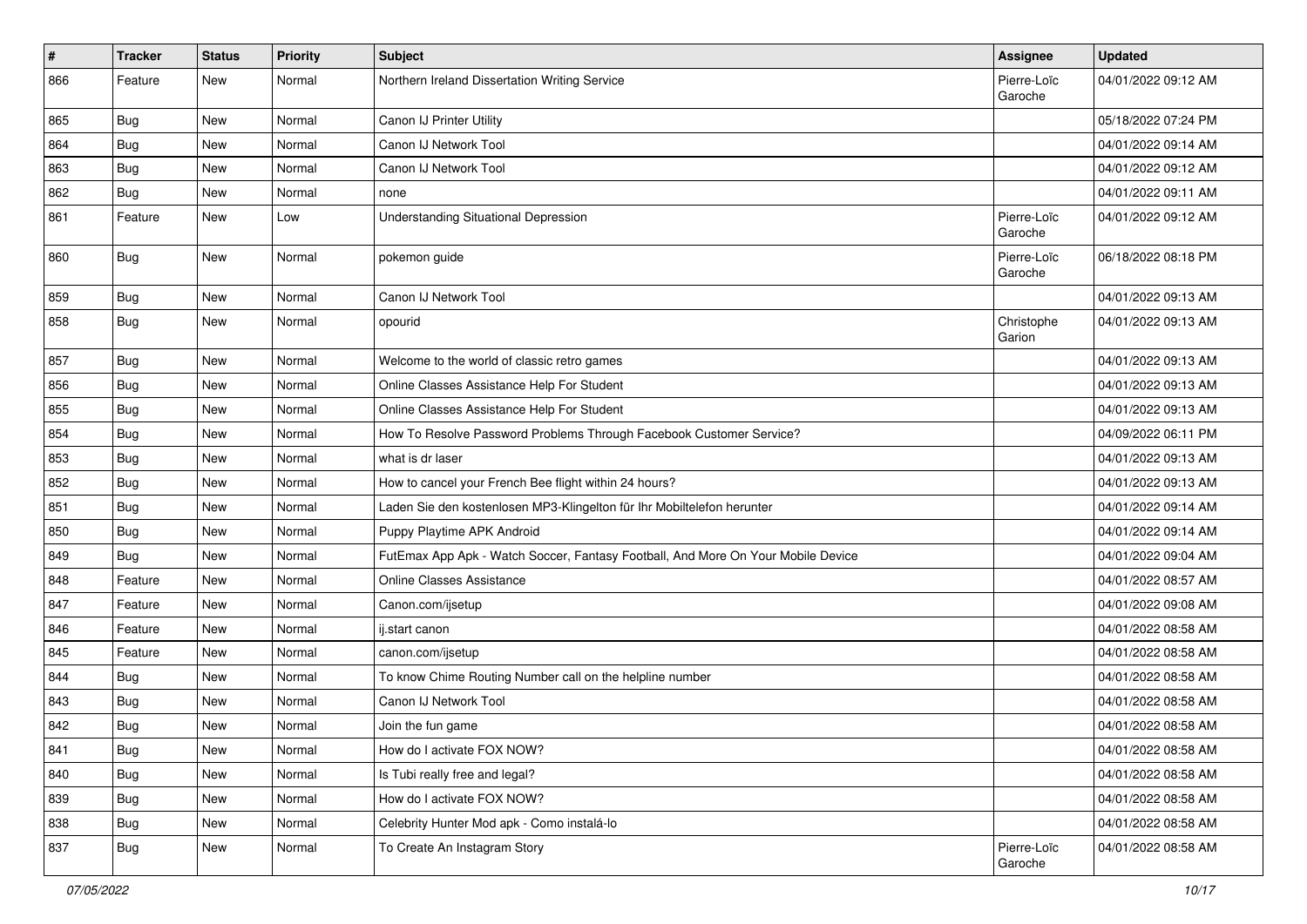| # | Tracker | Status | Priority | Subject | Assignee | Updated |
|---|---|---|---|---|---|---|
| 866 | Feature | New | Normal | Northern Ireland Dissertation Writing Service | Pierre-Loïc Garoche | 04/01/2022 09:12 AM |
| 865 | Bug | New | Normal | Canon IJ Printer Utility | | 05/18/2022 07:24 PM |
| 864 | Bug | New | Normal | Canon IJ Network Tool | | 04/01/2022 09:14 AM |
| 863 | Bug | New | Normal | Canon IJ Network Tool | | 04/01/2022 09:12 AM |
| 862 | Bug | New | Normal | none | | 04/01/2022 09:11 AM |
| 861 | Feature | New | Low | Understanding Situational Depression | Pierre-Loïc Garoche | 04/01/2022 09:12 AM |
| 860 | Bug | New | Normal | pokemon guide | Pierre-Loïc Garoche | 06/18/2022 08:18 PM |
| 859 | Bug | New | Normal | Canon IJ Network Tool | | 04/01/2022 09:13 AM |
| 858 | Bug | New | Normal | opourid | Christophe Garion | 04/01/2022 09:13 AM |
| 857 | Bug | New | Normal | Welcome to the world of classic retro games | | 04/01/2022 09:13 AM |
| 856 | Bug | New | Normal | Online Classes Assistance Help For Student | | 04/01/2022 09:13 AM |
| 855 | Bug | New | Normal | Online Classes Assistance Help For Student | | 04/01/2022 09:13 AM |
| 854 | Bug | New | Normal | How To Resolve Password Problems Through Facebook Customer Service? | | 04/09/2022 06:11 PM |
| 853 | Bug | New | Normal | what is dr laser | | 04/01/2022 09:13 AM |
| 852 | Bug | New | Normal | How to cancel your French Bee flight within 24 hours? | | 04/01/2022 09:13 AM |
| 851 | Bug | New | Normal | Laden Sie den kostenlosen MP3-Klingelton für Ihr Mobiltelefon herunter | | 04/01/2022 09:14 AM |
| 850 | Bug | New | Normal | Puppy Playtime APK Android | | 04/01/2022 09:14 AM |
| 849 | Bug | New | Normal | FutEmax App Apk - Watch Soccer, Fantasy Football, And More On Your Mobile Device | | 04/01/2022 09:04 AM |
| 848 | Feature | New | Normal | Online Classes Assistance | | 04/01/2022 08:57 AM |
| 847 | Feature | New | Normal | Canon.com/ijsetup | | 04/01/2022 09:08 AM |
| 846 | Feature | New | Normal | ij.start canon | | 04/01/2022 08:58 AM |
| 845 | Feature | New | Normal | canon.com/ijsetup | | 04/01/2022 08:58 AM |
| 844 | Bug | New | Normal | To know Chime Routing Number call on the helpline number | | 04/01/2022 08:58 AM |
| 843 | Bug | New | Normal | Canon IJ Network Tool | | 04/01/2022 08:58 AM |
| 842 | Bug | New | Normal | Join the fun game | | 04/01/2022 08:58 AM |
| 841 | Bug | New | Normal | How do I activate FOX NOW? | | 04/01/2022 08:58 AM |
| 840 | Bug | New | Normal | Is Tubi really free and legal? | | 04/01/2022 08:58 AM |
| 839 | Bug | New | Normal | How do I activate FOX NOW? | | 04/01/2022 08:58 AM |
| 838 | Bug | New | Normal | Celebrity Hunter Mod apk - Como instalá-lo | | 04/01/2022 08:58 AM |
| 837 | Bug | New | Normal | To Create An Instagram Story | Pierre-Loïc Garoche | 04/01/2022 08:58 AM |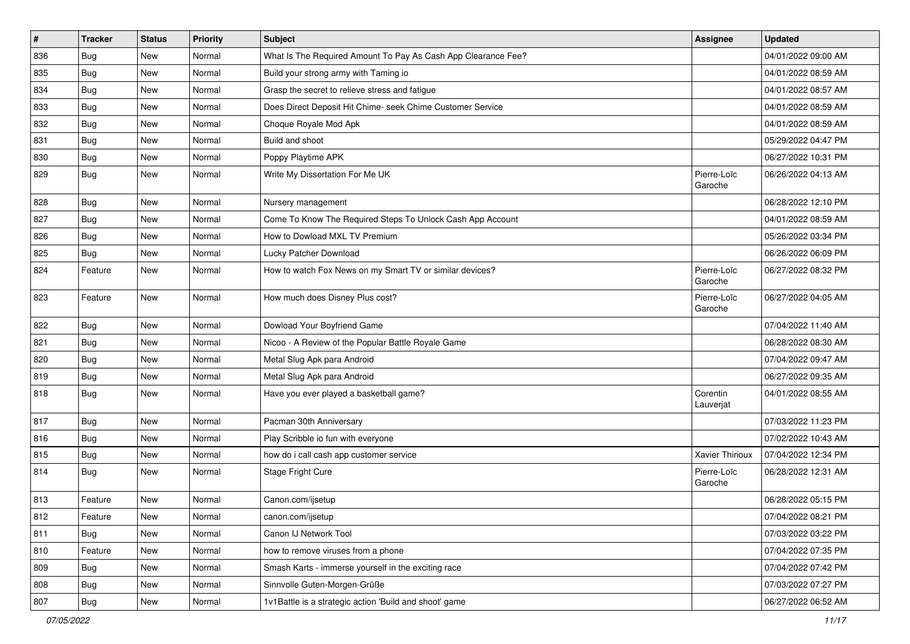| # | Tracker | Status | Priority | Subject | Assignee | Updated |
|---|---|---|---|---|---|---|
| 836 | Bug | New | Normal | What Is The Required Amount To Pay As Cash App Clearance Fee? | | 04/01/2022 09:00 AM |
| 835 | Bug | New | Normal | Build your strong army with Taming io | | 04/01/2022 08:59 AM |
| 834 | Bug | New | Normal | Grasp the secret to relieve stress and fatigue | | 04/01/2022 08:57 AM |
| 833 | Bug | New | Normal | Does Direct Deposit Hit Chime- seek Chime Customer Service | | 04/01/2022 08:59 AM |
| 832 | Bug | New | Normal | Choque Royale Mod Apk | | 04/01/2022 08:59 AM |
| 831 | Bug | New | Normal | Build and shoot | | 05/29/2022 04:47 PM |
| 830 | Bug | New | Normal | Poppy Playtime APK | | 06/27/2022 10:31 PM |
| 829 | Bug | New | Normal | Write My Dissertation For Me UK | Pierre-Loïc Garoche | 06/26/2022 04:13 AM |
| 828 | Bug | New | Normal | Nursery management | | 06/28/2022 12:10 PM |
| 827 | Bug | New | Normal | Come To Know The Required Steps To Unlock Cash App Account | | 04/01/2022 08:59 AM |
| 826 | Bug | New | Normal | How to Dowload MXL TV Premium | | 05/26/2022 03:34 PM |
| 825 | Bug | New | Normal | Lucky Patcher Download | | 06/26/2022 06:09 PM |
| 824 | Feature | New | Normal | How to watch Fox News on my Smart TV or similar devices? | Pierre-Loïc Garoche | 06/27/2022 08:32 PM |
| 823 | Feature | New | Normal | How much does Disney Plus cost? | Pierre-Loïc Garoche | 06/27/2022 04:05 AM |
| 822 | Bug | New | Normal | Dowload Your Boyfriend Game | | 07/04/2022 11:40 AM |
| 821 | Bug | New | Normal | Nicoo - A Review of the Popular Battle Royale Game | | 06/28/2022 08:30 AM |
| 820 | Bug | New | Normal | Metal Slug Apk para Android | | 07/04/2022 09:47 AM |
| 819 | Bug | New | Normal | Metal Slug Apk para Android | | 06/27/2022 09:35 AM |
| 818 | Bug | New | Normal | Have you ever played a basketball game? | Corentin Lauverjat | 04/01/2022 08:55 AM |
| 817 | Bug | New | Normal | Pacman 30th Anniversary | | 07/03/2022 11:23 PM |
| 816 | Bug | New | Normal | Play Scribble io fun with everyone | | 07/02/2022 10:43 AM |
| 815 | Bug | New | Normal | how do i call cash app customer service | Xavier Thirioux | 07/04/2022 12:34 PM |
| 814 | Bug | New | Normal | Stage Fright Cure | Pierre-Loïc Garoche | 06/28/2022 12:31 AM |
| 813 | Feature | New | Normal | Canon.com/ijsetup | | 06/28/2022 05:15 PM |
| 812 | Feature | New | Normal | canon.com/ijsetup | | 07/04/2022 08:21 PM |
| 811 | Bug | New | Normal | Canon IJ Network Tool | | 07/03/2022 03:22 PM |
| 810 | Feature | New | Normal | how to remove viruses from a phone | | 07/04/2022 07:35 PM |
| 809 | Bug | New | Normal | Smash Karts - immerse yourself in the exciting race | | 07/04/2022 07:42 PM |
| 808 | Bug | New | Normal | Sinnvolle Guten-Morgen-Grüße | | 07/03/2022 07:27 PM |
| 807 | Bug | New | Normal | 1v1Battle is a strategic action 'Build and shoot' game | | 06/27/2022 06:52 AM |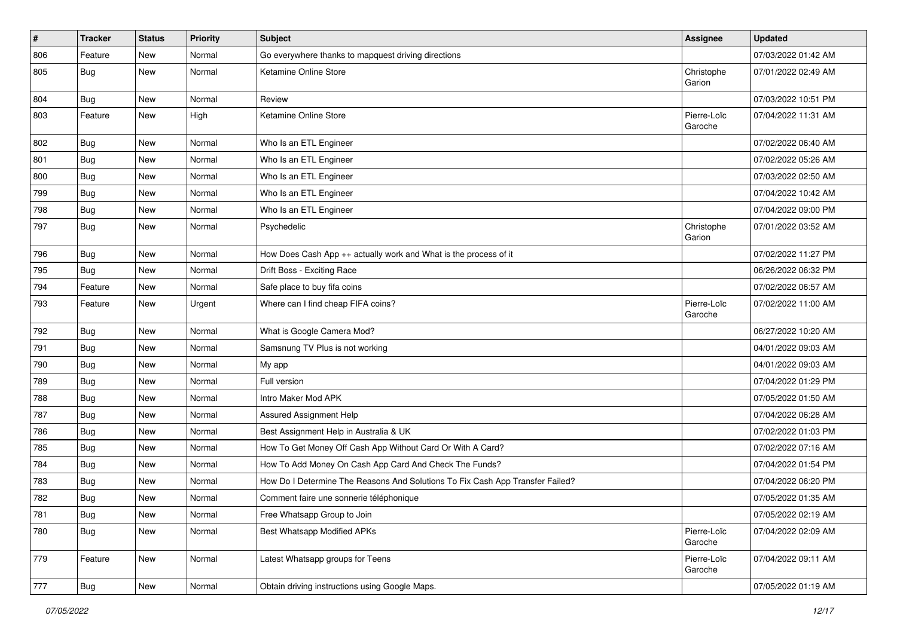| # | Tracker | Status | Priority | Subject | Assignee | Updated |
|---|---|---|---|---|---|---|
| 806 | Feature | New | Normal | Go everywhere thanks to mapquest driving directions | | 07/03/2022 01:42 AM |
| 805 | Bug | New | Normal | Ketamine Online Store | Christophe Garion | 07/01/2022 02:49 AM |
| 804 | Bug | New | Normal | Review | | 07/03/2022 10:51 PM |
| 803 | Feature | New | High | Ketamine Online Store | Pierre-Loïc Garoche | 07/04/2022 11:31 AM |
| 802 | Bug | New | Normal | Who Is an ETL Engineer | | 07/02/2022 06:40 AM |
| 801 | Bug | New | Normal | Who Is an ETL Engineer | | 07/02/2022 05:26 AM |
| 800 | Bug | New | Normal | Who Is an ETL Engineer | | 07/03/2022 02:50 AM |
| 799 | Bug | New | Normal | Who Is an ETL Engineer | | 07/04/2022 10:42 AM |
| 798 | Bug | New | Normal | Who Is an ETL Engineer | | 07/04/2022 09:00 PM |
| 797 | Bug | New | Normal | Psychedelic | Christophe Garion | 07/01/2022 03:52 AM |
| 796 | Bug | New | Normal | How Does Cash App ++ actually work and What is the process of it | | 07/02/2022 11:27 PM |
| 795 | Bug | New | Normal | Drift Boss - Exciting Race | | 06/26/2022 06:32 PM |
| 794 | Feature | New | Normal | Safe place to buy fifa coins | | 07/02/2022 06:57 AM |
| 793 | Feature | New | Urgent | Where can I find cheap FIFA coins? | Pierre-Loïc Garoche | 07/02/2022 11:00 AM |
| 792 | Bug | New | Normal | What is Google Camera Mod? | | 06/27/2022 10:20 AM |
| 791 | Bug | New | Normal | Samsnung TV Plus is not working | | 04/01/2022 09:03 AM |
| 790 | Bug | New | Normal | My app | | 04/01/2022 09:03 AM |
| 789 | Bug | New | Normal | Full version | | 07/04/2022 01:29 PM |
| 788 | Bug | New | Normal | Intro Maker Mod APK | | 07/05/2022 01:50 AM |
| 787 | Bug | New | Normal | Assured Assignment Help | | 07/04/2022 06:28 AM |
| 786 | Bug | New | Normal | Best Assignment Help in Australia & UK | | 07/02/2022 01:03 PM |
| 785 | Bug | New | Normal | How To Get Money Off Cash App Without Card Or With A Card? | | 07/02/2022 07:16 AM |
| 784 | Bug | New | Normal | How To Add Money On Cash App Card And Check The Funds? | | 07/04/2022 01:54 PM |
| 783 | Bug | New | Normal | How Do I Determine The Reasons And Solutions To Fix Cash App Transfer Failed? | | 07/04/2022 06:20 PM |
| 782 | Bug | New | Normal | Comment faire une sonnerie téléphonique | | 07/05/2022 01:35 AM |
| 781 | Bug | New | Normal | Free Whatsapp Group to Join | | 07/05/2022 02:19 AM |
| 780 | Bug | New | Normal | Best Whatsapp Modified APKs | Pierre-Loïc Garoche | 07/04/2022 02:09 AM |
| 779 | Feature | New | Normal | Latest Whatsapp groups for Teens | Pierre-Loïc Garoche | 07/04/2022 09:11 AM |
| 777 | Bug | New | Normal | Obtain driving instructions using Google Maps. | | 07/05/2022 01:19 AM |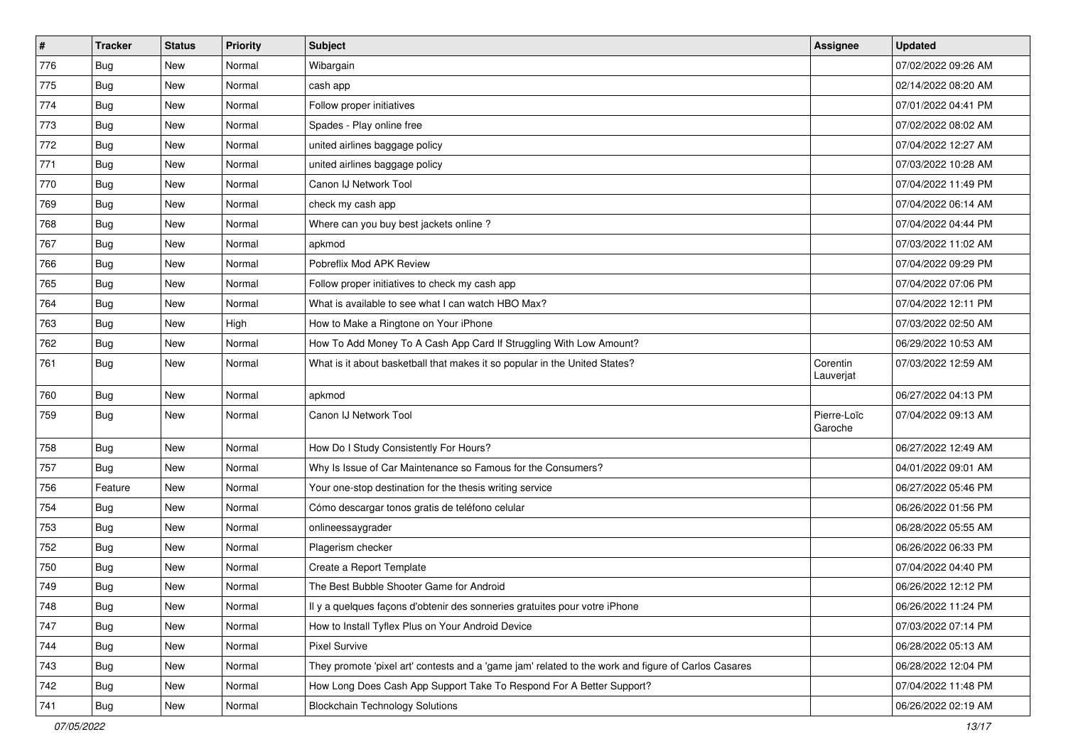| # | Tracker | Status | Priority | Subject | Assignee | Updated |
|---|---|---|---|---|---|---|
| 776 | Bug | New | Normal | Wibargain | | 07/02/2022 09:26 AM |
| 775 | Bug | New | Normal | cash app | | 02/14/2022 08:20 AM |
| 774 | Bug | New | Normal | Follow proper initiatives | | 07/01/2022 04:41 PM |
| 773 | Bug | New | Normal | Spades - Play online free | | 07/02/2022 08:02 AM |
| 772 | Bug | New | Normal | united airlines baggage policy | | 07/04/2022 12:27 AM |
| 771 | Bug | New | Normal | united airlines baggage policy | | 07/03/2022 10:28 AM |
| 770 | Bug | New | Normal | Canon IJ Network Tool | | 07/04/2022 11:49 PM |
| 769 | Bug | New | Normal | check my cash app | | 07/04/2022 06:14 AM |
| 768 | Bug | New | Normal | Where can you buy best jackets online ? | | 07/04/2022 04:44 PM |
| 767 | Bug | New | Normal | apkmod | | 07/03/2022 11:02 AM |
| 766 | Bug | New | Normal | Pobreflix Mod APK Review | | 07/04/2022 09:29 PM |
| 765 | Bug | New | Normal | Follow proper initiatives to check my cash app | | 07/04/2022 07:06 PM |
| 764 | Bug | New | Normal | What is available to see what I can watch HBO Max? | | 07/04/2022 12:11 PM |
| 763 | Bug | New | High | How to Make a Ringtone on Your iPhone | | 07/03/2022 02:50 AM |
| 762 | Bug | New | Normal | How To Add Money To A Cash App Card If Struggling With Low Amount? | | 06/29/2022 10:53 AM |
| 761 | Bug | New | Normal | What is it about basketball that makes it so popular in the United States? | Corentin Lauverjat | 07/03/2022 12:59 AM |
| 760 | Bug | New | Normal | apkmod | | 06/27/2022 04:13 PM |
| 759 | Bug | New | Normal | Canon IJ Network Tool | Pierre-Loïc Garoche | 07/04/2022 09:13 AM |
| 758 | Bug | New | Normal | How Do I Study Consistently For Hours? | | 06/27/2022 12:49 AM |
| 757 | Bug | New | Normal | Why Is Issue of Car Maintenance so Famous for the Consumers? | | 04/01/2022 09:01 AM |
| 756 | Feature | New | Normal | Your one-stop destination for the thesis writing service | | 06/27/2022 05:46 PM |
| 754 | Bug | New | Normal | Cómo descargar tonos gratis de teléfono celular | | 06/26/2022 01:56 PM |
| 753 | Bug | New | Normal | onlineessaygrader | | 06/28/2022 05:55 AM |
| 752 | Bug | New | Normal | Plagerism checker | | 06/26/2022 06:33 PM |
| 750 | Bug | New | Normal | Create a Report Template | | 07/04/2022 04:40 PM |
| 749 | Bug | New | Normal | The Best Bubble Shooter Game for Android | | 06/26/2022 12:12 PM |
| 748 | Bug | New | Normal | Il y a quelques façons d'obtenir des sonneries gratuites pour votre iPhone | | 06/26/2022 11:24 PM |
| 747 | Bug | New | Normal | How to Install Tyflex Plus on Your Android Device | | 07/03/2022 07:14 PM |
| 744 | Bug | New | Normal | Pixel Survive | | 06/28/2022 05:13 AM |
| 743 | Bug | New | Normal | They promote 'pixel art' contests and a 'game jam' related to the work and figure of Carlos Casares | | 06/28/2022 12:04 PM |
| 742 | Bug | New | Normal | How Long Does Cash App Support Take To Respond For A Better Support? | | 07/04/2022 11:48 PM |
| 741 | Bug | New | Normal | Blockchain Technology Solutions | | 06/26/2022 02:19 AM |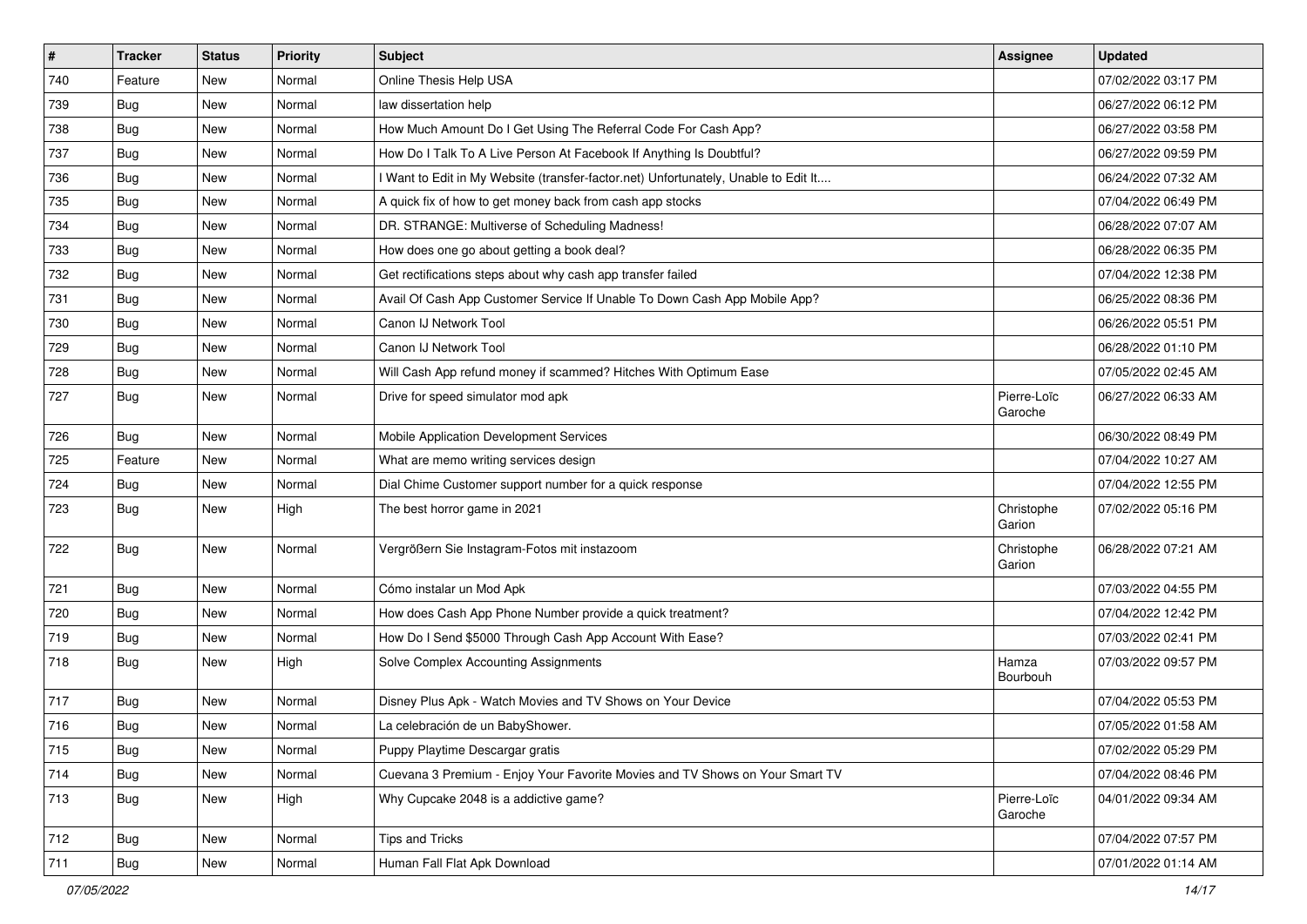| # | Tracker | Status | Priority | Subject | Assignee | Updated |
|---|---|---|---|---|---|---|
| 740 | Feature | New | Normal | Online Thesis Help USA | | 07/02/2022 03:17 PM |
| 739 | Bug | New | Normal | law dissertation help | | 06/27/2022 06:12 PM |
| 738 | Bug | New | Normal | How Much Amount Do I Get Using The Referral Code For Cash App? | | 06/27/2022 03:58 PM |
| 737 | Bug | New | Normal | How Do I Talk To A Live Person At Facebook If Anything Is Doubtful? | | 06/27/2022 09:59 PM |
| 736 | Bug | New | Normal | I Want to Edit in My Website (transfer-factor.net) Unfortunately, Unable to Edit It.... | | 06/24/2022 07:32 AM |
| 735 | Bug | New | Normal | A quick fix of how to get money back from cash app stocks | | 07/04/2022 06:49 PM |
| 734 | Bug | New | Normal | DR. STRANGE: Multiverse of Scheduling Madness! | | 06/28/2022 07:07 AM |
| 733 | Bug | New | Normal | How does one go about getting a book deal? | | 06/28/2022 06:35 PM |
| 732 | Bug | New | Normal | Get rectifications steps about why cash app transfer failed | | 07/04/2022 12:38 PM |
| 731 | Bug | New | Normal | Avail Of Cash App Customer Service If Unable To Down Cash App Mobile App? | | 06/25/2022 08:36 PM |
| 730 | Bug | New | Normal | Canon IJ Network Tool | | 06/26/2022 05:51 PM |
| 729 | Bug | New | Normal | Canon IJ Network Tool | | 06/28/2022 01:10 PM |
| 728 | Bug | New | Normal | Will Cash App refund money if scammed? Hitches With Optimum Ease | | 07/05/2022 02:45 AM |
| 727 | Bug | New | Normal | Drive for speed simulator mod apk | Pierre-Loïc Garoche | 06/27/2022 06:33 AM |
| 726 | Bug | New | Normal | Mobile Application Development Services | | 06/30/2022 08:49 PM |
| 725 | Feature | New | Normal | What are memo writing services design | | 07/04/2022 10:27 AM |
| 724 | Bug | New | Normal | Dial Chime Customer support number for a quick response | | 07/04/2022 12:55 PM |
| 723 | Bug | New | High | The best horror game in 2021 | Christophe Garion | 07/02/2022 05:16 PM |
| 722 | Bug | New | Normal | Vergrößern Sie Instagram-Fotos mit instazoom | Christophe Garion | 06/28/2022 07:21 AM |
| 721 | Bug | New | Normal | Cómo instalar un Mod Apk | | 07/03/2022 04:55 PM |
| 720 | Bug | New | Normal | How does Cash App Phone Number provide a quick treatment? | | 07/04/2022 12:42 PM |
| 719 | Bug | New | Normal | How Do I Send $5000 Through Cash App Account With Ease? | | 07/03/2022 02:41 PM |
| 718 | Bug | New | High | Solve Complex Accounting Assignments | Hamza Bourbouh | 07/03/2022 09:57 PM |
| 717 | Bug | New | Normal | Disney Plus Apk - Watch Movies and TV Shows on Your Device | | 07/04/2022 05:53 PM |
| 716 | Bug | New | Normal | La celebración de un BabyShower. | | 07/05/2022 01:58 AM |
| 715 | Bug | New | Normal | Puppy Playtime Descargar gratis | | 07/02/2022 05:29 PM |
| 714 | Bug | New | Normal | Cuevana 3 Premium - Enjoy Your Favorite Movies and TV Shows on Your Smart TV | | 07/04/2022 08:46 PM |
| 713 | Bug | New | High | Why Cupcake 2048 is a addictive game? | Pierre-Loïc Garoche | 04/01/2022 09:34 AM |
| 712 | Bug | New | Normal | Tips and Tricks | | 07/04/2022 07:57 PM |
| 711 | Bug | New | Normal | Human Fall Flat Apk Download | | 07/01/2022 01:14 AM |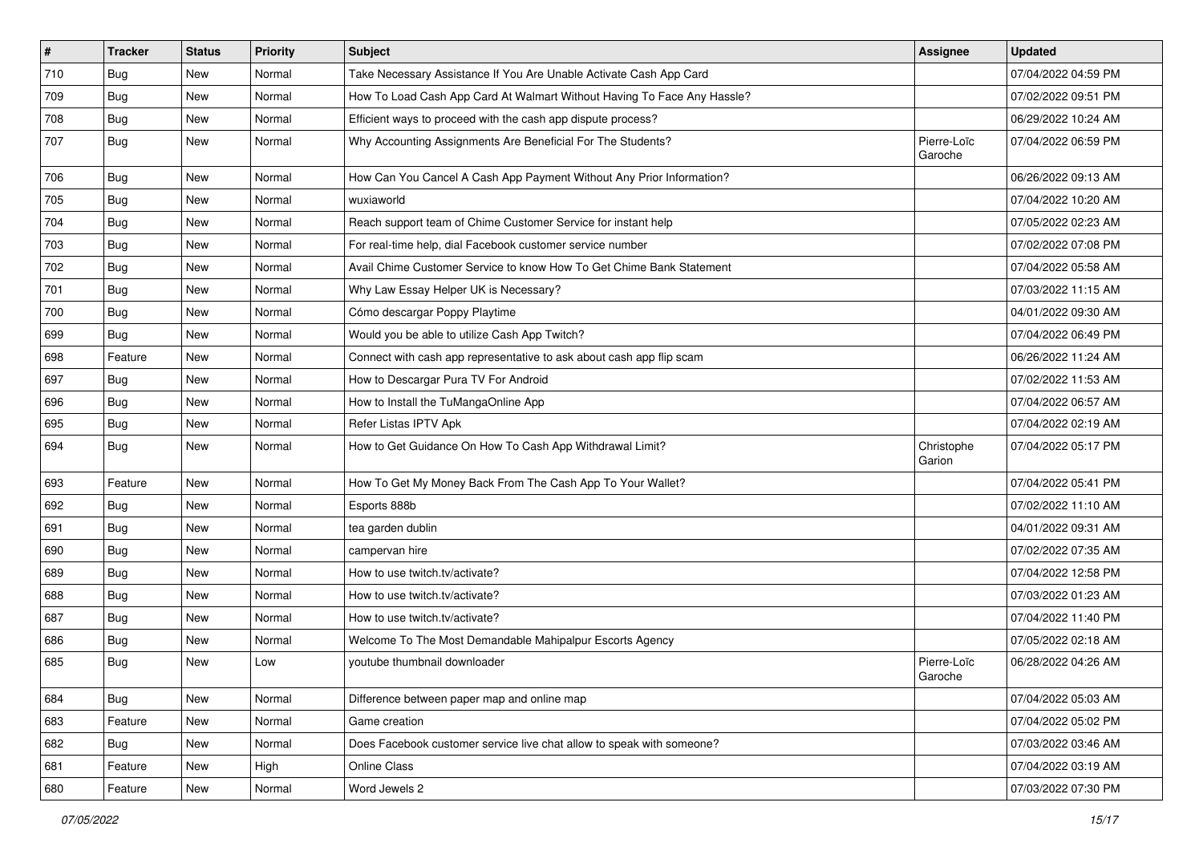| # | Tracker | Status | Priority | Subject | Assignee | Updated |
|---|---|---|---|---|---|---|
| 710 | Bug | New | Normal | Take Necessary Assistance If You Are Unable Activate Cash App Card | | 07/04/2022 04:59 PM |
| 709 | Bug | New | Normal | How To Load Cash App Card At Walmart Without Having To Face Any Hassle? | | 07/02/2022 09:51 PM |
| 708 | Bug | New | Normal | Efficient ways to proceed with the cash app dispute process? | | 06/29/2022 10:24 AM |
| 707 | Bug | New | Normal | Why Accounting Assignments Are Beneficial For The Students? | Pierre-Loïc Garoche | 07/04/2022 06:59 PM |
| 706 | Bug | New | Normal | How Can You Cancel A Cash App Payment Without Any Prior Information? | | 06/26/2022 09:13 AM |
| 705 | Bug | New | Normal | wuxiaworld | | 07/04/2022 10:20 AM |
| 704 | Bug | New | Normal | Reach support team of Chime Customer Service for instant help | | 07/05/2022 02:23 AM |
| 703 | Bug | New | Normal | For real-time help, dial Facebook customer service number | | 07/02/2022 07:08 PM |
| 702 | Bug | New | Normal | Avail Chime Customer Service to know How To Get Chime Bank Statement | | 07/04/2022 05:58 AM |
| 701 | Bug | New | Normal | Why Law Essay Helper UK is Necessary? | | 07/03/2022 11:15 AM |
| 700 | Bug | New | Normal | Cómo descargar Poppy Playtime | | 04/01/2022 09:30 AM |
| 699 | Bug | New | Normal | Would you be able to utilize Cash App Twitch? | | 07/04/2022 06:49 PM |
| 698 | Feature | New | Normal | Connect with cash app representative to ask about cash app flip scam | | 06/26/2022 11:24 AM |
| 697 | Bug | New | Normal | How to Descargar Pura TV For Android | | 07/02/2022 11:53 AM |
| 696 | Bug | New | Normal | How to Install the TuMangaOnline App | | 07/04/2022 06:57 AM |
| 695 | Bug | New | Normal | Refer Listas IPTV Apk | | 07/04/2022 02:19 AM |
| 694 | Bug | New | Normal | How to Get Guidance On How To Cash App Withdrawal Limit? | Christophe Garion | 07/04/2022 05:17 PM |
| 693 | Feature | New | Normal | How To Get My Money Back From The Cash App To Your Wallet? | | 07/04/2022 05:41 PM |
| 692 | Bug | New | Normal | Esports 888b | | 07/02/2022 11:10 AM |
| 691 | Bug | New | Normal | tea garden dublin | | 04/01/2022 09:31 AM |
| 690 | Bug | New | Normal | campervan hire | | 07/02/2022 07:35 AM |
| 689 | Bug | New | Normal | How to use twitch.tv/activate? | | 07/04/2022 12:58 PM |
| 688 | Bug | New | Normal | How to use twitch.tv/activate? | | 07/03/2022 01:23 AM |
| 687 | Bug | New | Normal | How to use twitch.tv/activate? | | 07/04/2022 11:40 PM |
| 686 | Bug | New | Normal | Welcome To The Most Demandable Mahipalpur Escorts Agency | | 07/05/2022 02:18 AM |
| 685 | Bug | New | Low | youtube thumbnail downloader | Pierre-Loïc Garoche | 06/28/2022 04:26 AM |
| 684 | Bug | New | Normal | Difference between paper map and online map | | 07/04/2022 05:03 AM |
| 683 | Feature | New | Normal | Game creation | | 07/04/2022 05:02 PM |
| 682 | Bug | New | Normal | Does Facebook customer service live chat allow to speak with someone? | | 07/03/2022 03:46 AM |
| 681 | Feature | New | High | Online Class | | 07/04/2022 03:19 AM |
| 680 | Feature | New | Normal | Word Jewels 2 | | 07/03/2022 07:30 PM |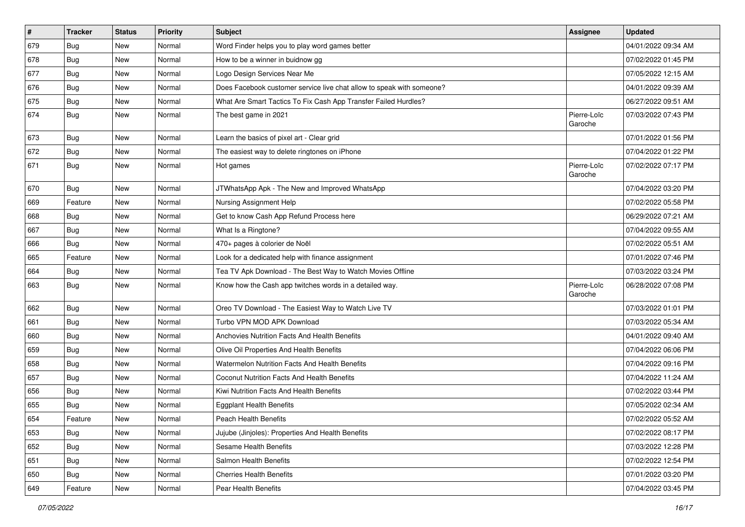| # | Tracker | Status | Priority | Subject | Assignee | Updated |
|---|---|---|---|---|---|---|
| 679 | Bug | New | Normal | Word Finder helps you to play word games better | | 04/01/2022 09:34 AM |
| 678 | Bug | New | Normal | How to be a winner in buidnow gg | | 07/02/2022 01:45 PM |
| 677 | Bug | New | Normal | Logo Design Services Near Me | | 07/05/2022 12:15 AM |
| 676 | Bug | New | Normal | Does Facebook customer service live chat allow to speak with someone? | | 04/01/2022 09:39 AM |
| 675 | Bug | New | Normal | What Are Smart Tactics To Fix Cash App Transfer Failed Hurdles? | | 06/27/2022 09:51 AM |
| 674 | Bug | New | Normal | The best game in 2021 | Pierre-Loïc Garoche | 07/03/2022 07:43 PM |
| 673 | Bug | New | Normal | Learn the basics of pixel art - Clear grid | | 07/01/2022 01:56 PM |
| 672 | Bug | New | Normal | The easiest way to delete ringtones on iPhone | | 07/04/2022 01:22 PM |
| 671 | Bug | New | Normal | Hot games | Pierre-Loïc Garoche | 07/02/2022 07:17 PM |
| 670 | Bug | New | Normal | JTWhatsApp Apk - The New and Improved WhatsApp | | 07/04/2022 03:20 PM |
| 669 | Feature | New | Normal | Nursing Assignment Help | | 07/02/2022 05:58 PM |
| 668 | Bug | New | Normal | Get to know Cash App Refund Process here | | 06/29/2022 07:21 AM |
| 667 | Bug | New | Normal | What Is a Ringtone? | | 07/04/2022 09:55 AM |
| 666 | Bug | New | Normal | 470+ pages à colorier de Noël | | 07/02/2022 05:51 AM |
| 665 | Feature | New | Normal | Look for a dedicated help with finance assignment | | 07/01/2022 07:46 PM |
| 664 | Bug | New | Normal | Tea TV Apk Download - The Best Way to Watch Movies Offline | | 07/03/2022 03:24 PM |
| 663 | Bug | New | Normal | Know how the Cash app twitches words in a detailed way. | Pierre-Loïc Garoche | 06/28/2022 07:08 PM |
| 662 | Bug | New | Normal | Oreo TV Download - The Easiest Way to Watch Live TV | | 07/03/2022 01:01 PM |
| 661 | Bug | New | Normal | Turbo VPN MOD APK Download | | 07/03/2022 05:34 AM |
| 660 | Bug | New | Normal | Anchovies Nutrition Facts And Health Benefits | | 04/01/2022 09:40 AM |
| 659 | Bug | New | Normal | Olive Oil Properties And Health Benefits | | 07/04/2022 06:06 PM |
| 658 | Bug | New | Normal | Watermelon Nutrition Facts And Health Benefits | | 07/04/2022 09:16 PM |
| 657 | Bug | New | Normal | Coconut Nutrition Facts And Health Benefits | | 07/04/2022 11:24 AM |
| 656 | Bug | New | Normal | Kiwi Nutrition Facts And Health Benefits | | 07/02/2022 03:44 PM |
| 655 | Bug | New | Normal | Eggplant Health Benefits | | 07/05/2022 02:34 AM |
| 654 | Feature | New | Normal | Peach Health Benefits | | 07/02/2022 05:52 AM |
| 653 | Bug | New | Normal | Jujube (Jinjoles): Properties And Health Benefits | | 07/02/2022 08:17 PM |
| 652 | Bug | New | Normal | Sesame Health Benefits | | 07/03/2022 12:28 PM |
| 651 | Bug | New | Normal | Salmon Health Benefits | | 07/02/2022 12:54 PM |
| 650 | Bug | New | Normal | Cherries Health Benefits | | 07/01/2022 03:20 PM |
| 649 | Feature | New | Normal | Pear Health Benefits | | 07/04/2022 03:45 PM |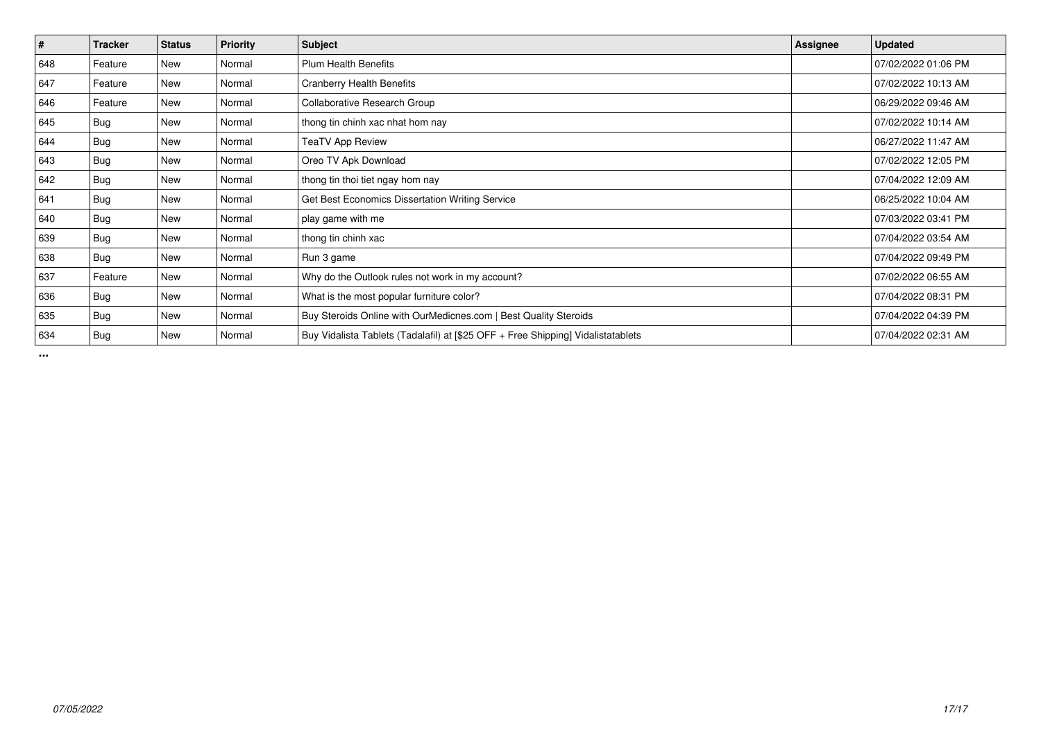| # | Tracker | Status | Priority | Subject | Assignee | Updated |
|---|---|---|---|---|---|---|
| 648 | Feature | New | Normal | Plum Health Benefits | | 07/02/2022 01:06 PM |
| 647 | Feature | New | Normal | Cranberry Health Benefits | | 07/02/2022 10:13 AM |
| 646 | Feature | New | Normal | Collaborative Research Group | | 06/29/2022 09:46 AM |
| 645 | Bug | New | Normal | thong tin chinh xac nhat hom nay | | 07/02/2022 10:14 AM |
| 644 | Bug | New | Normal | TeaTV App Review | | 06/27/2022 11:47 AM |
| 643 | Bug | New | Normal | Oreo TV Apk Download | | 07/02/2022 12:05 PM |
| 642 | Bug | New | Normal | thong tin thoi tiet ngay hom nay | | 07/04/2022 12:09 AM |
| 641 | Bug | New | Normal | Get Best Economics Dissertation Writing Service | | 06/25/2022 10:04 AM |
| 640 | Bug | New | Normal | play game with me | | 07/03/2022 03:41 PM |
| 639 | Bug | New | Normal | thong tin chinh xac | | 07/04/2022 03:54 AM |
| 638 | Bug | New | Normal | Run 3 game | | 07/04/2022 09:49 PM |
| 637 | Feature | New | Normal | Why do the Outlook rules not work in my account? | | 07/02/2022 06:55 AM |
| 636 | Bug | New | Normal | What is the most popular furniture color? | | 07/04/2022 08:31 PM |
| 635 | Bug | New | Normal | Buy Steroids Online with OurMedicnes.com \| Best Quality Steroids | | 07/04/2022 04:39 PM |
| 634 | Bug | New | Normal | Buy Vidalista Tablets (Tadalafil) at [$25 OFF + Free Shipping] Vidalistatablets | | 07/04/2022 02:31 AM |

...